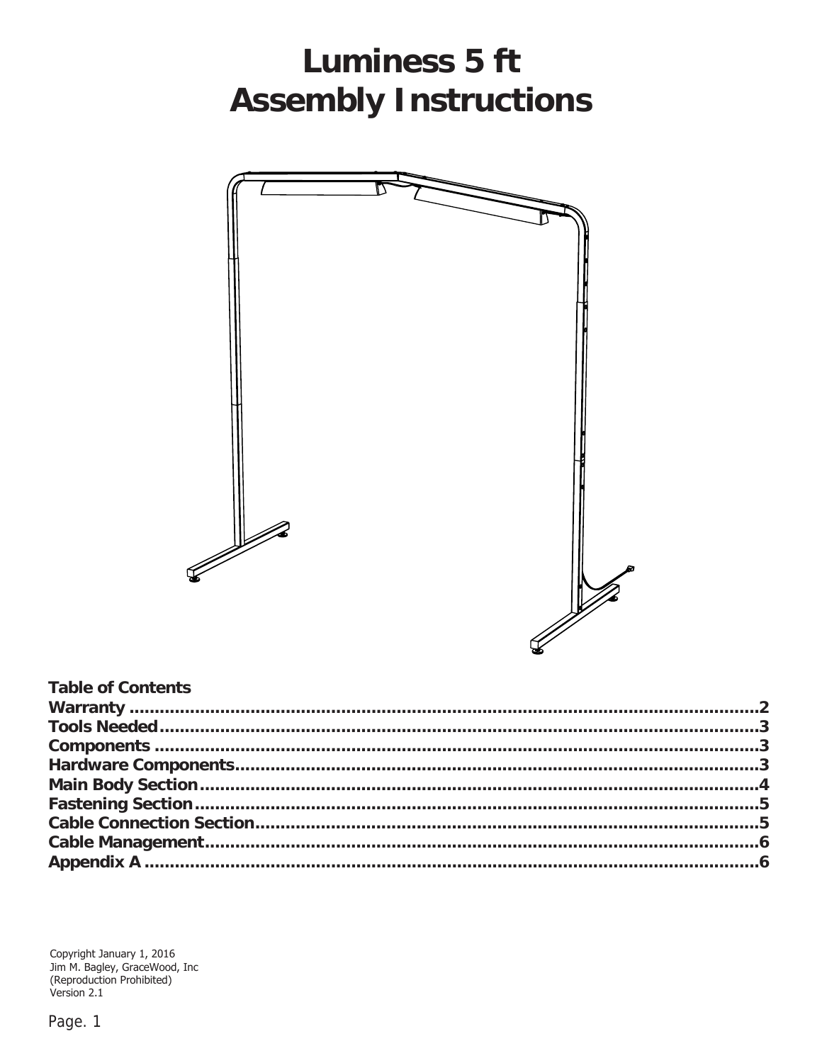# Luminess 5 ft
# Assembly Instructions

**Table of Contents**

**Warranty ........................................................................................................2**
**Tools Needed...................................................................................................3**
**Components ....................................................................................................3**
**Hardware Components.....................................................................................3**
**Main Body Section...........................................................................................4**
**Fastening Section............................................................................................5**
**Cable Connection Section.................................................................................5**
**Cable Management...........................................................................................6**
**Appendix A .....................................................................................................6**

Copyright January 1, 2016
Jim M. Bagley, GraceWood, Inc
(Reproduction Prohibited)
Version 2.1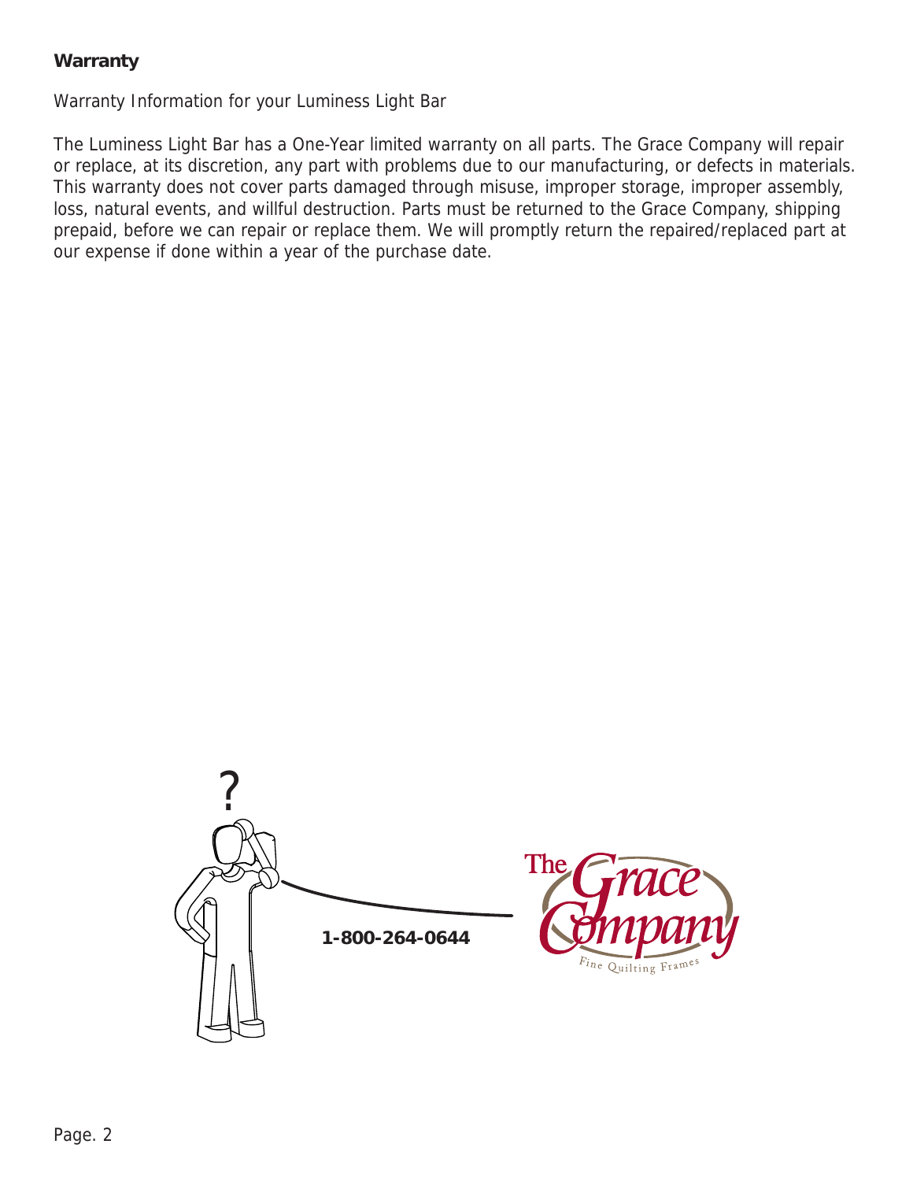**Warranty**

Warranty Information for your Luminess Light Bar

The Luminess Light Bar has a One-Year limited warranty on all parts. The Grace Company will repair or replace, at its discretion, any part with problems due to our manufacturing, or defects in materials. This warranty does not cover parts damaged through misuse, improper storage, improper assembly, loss, natural events, and willful destruction. Parts must be returned to the Grace Company, shipping prepaid, before we can repair or replace them. We will promptly return the repaired/replaced part at our expense if done within a year of the purchase date.

**1-800-264-0644**

The Grace Company
Fine Quilting Frames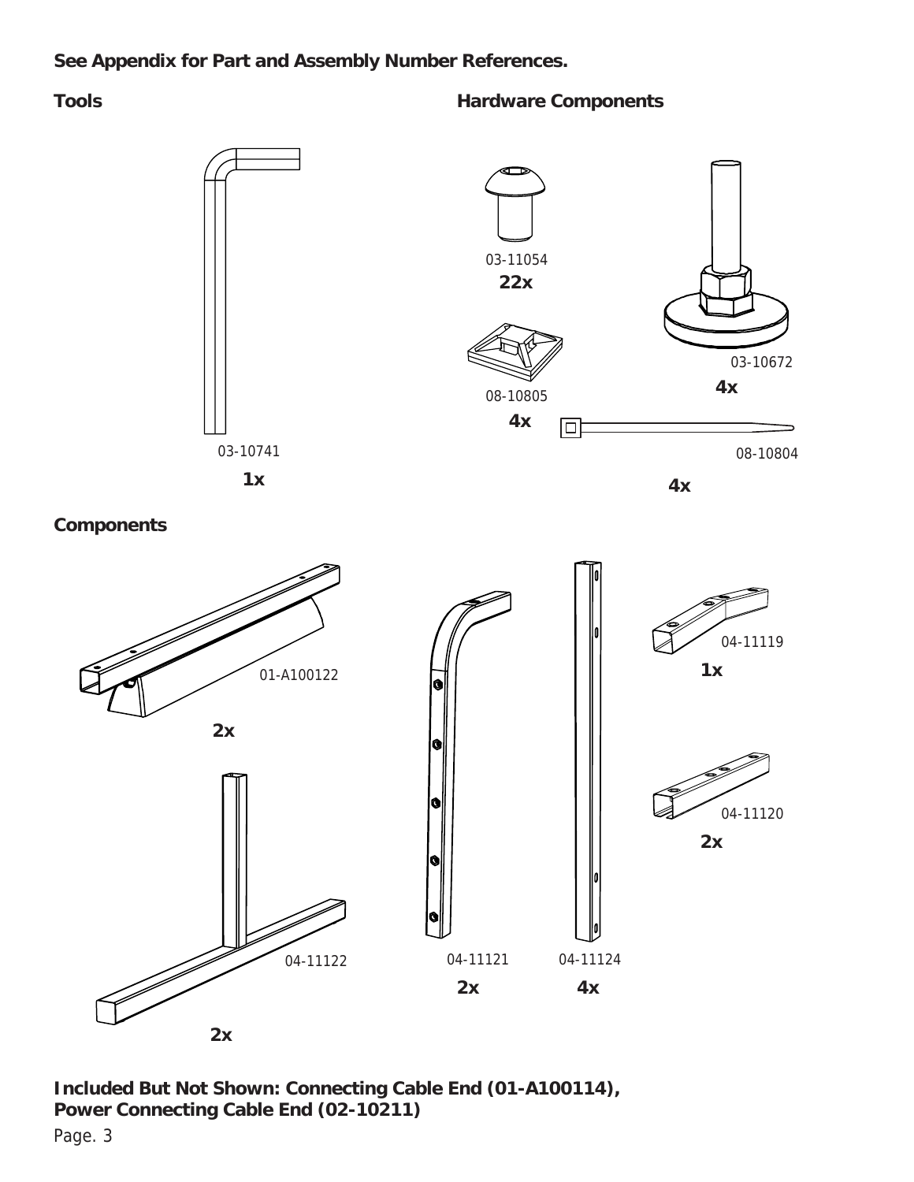**See Appendix for Part and Assembly Number References.**

**Tools**

03-10741

**1x**

**Hardware Components**

03-11054

**22x**

03-10672

**4x**

08-10805

**4x**

08-10804

**4x**

**Components**

01-A100122

**2x**

04-11119

**1x**

04-11120

**2x**

04-11122

**2x**

04-11121

**2x**

04-11124

**4x**

**Included But Not Shown: Connecting Cable End (01-A100114), Power Connecting Cable End (02-10211)**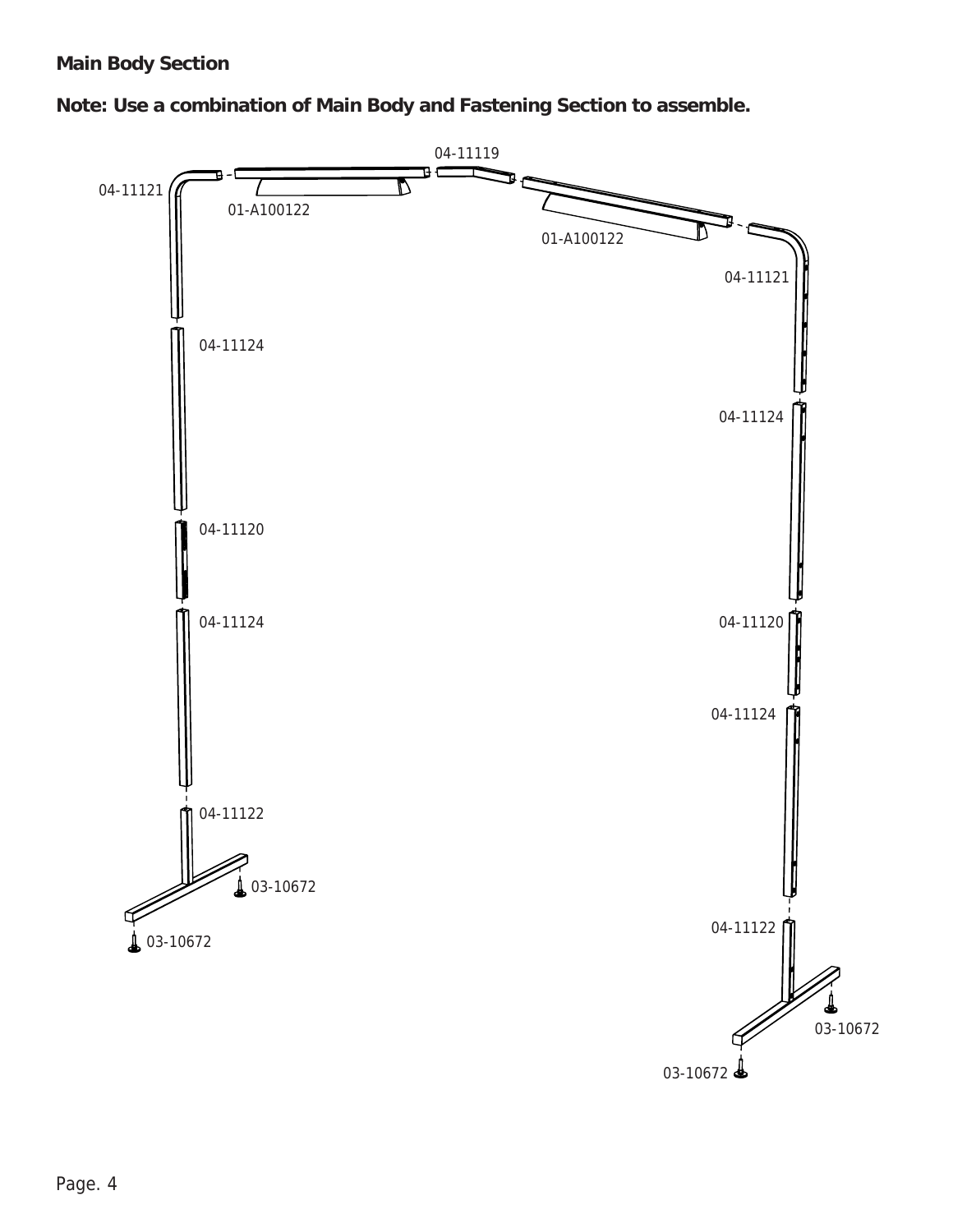**Main Body Section**

**Note: Use a combination of Main Body and Fastening Section to assemble.**

04-11119

04-11121

01-A100122

01-A100122

04-11121

04-11124

04-11124

04-11120

04-11124

04-11120

04-11124

04-11122

03-10672

03-10672

04-11122

03-10672

03-10672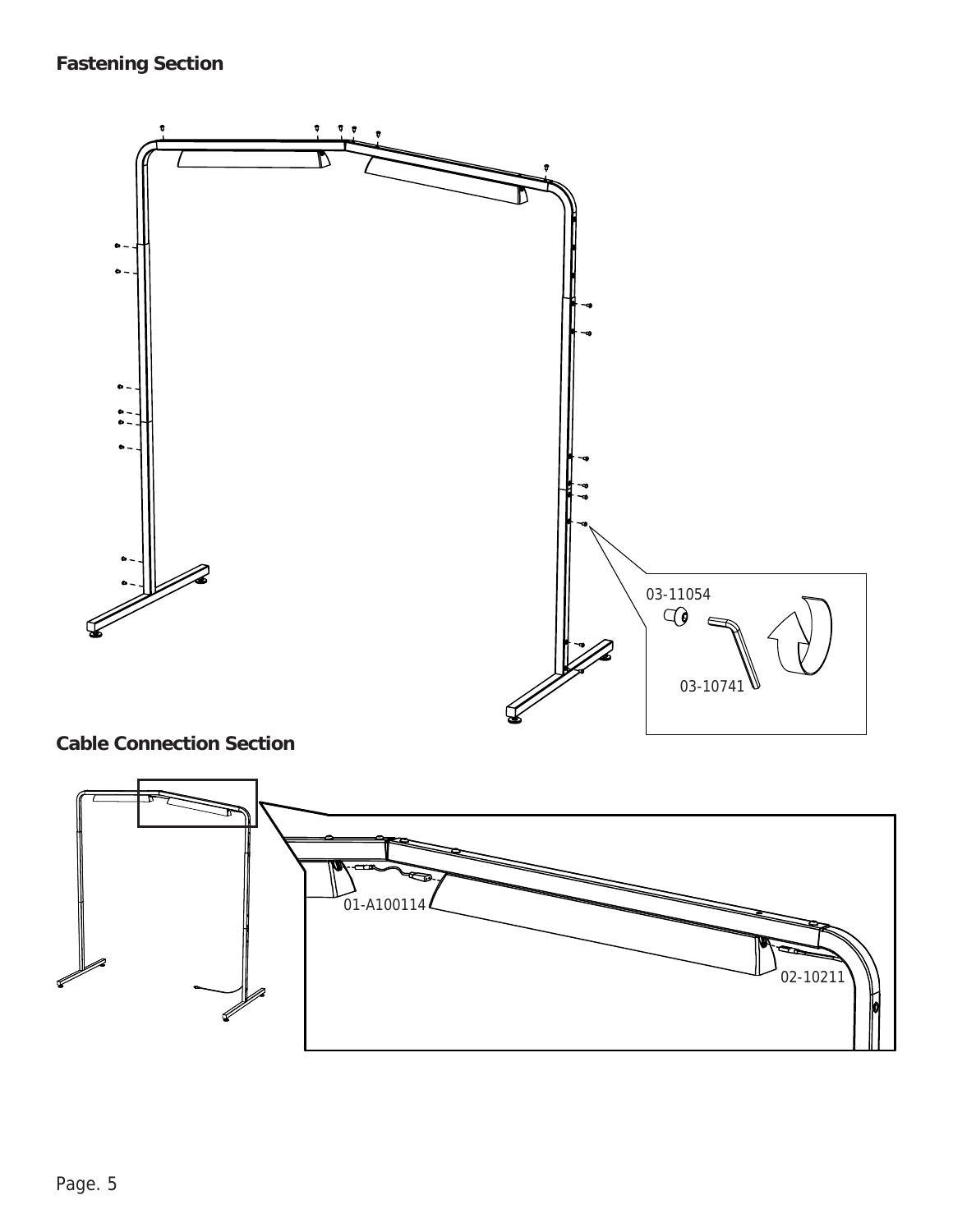## Fastening Section

03-11054

03-10741

## Cable Connection Section

01-A100114

02-10211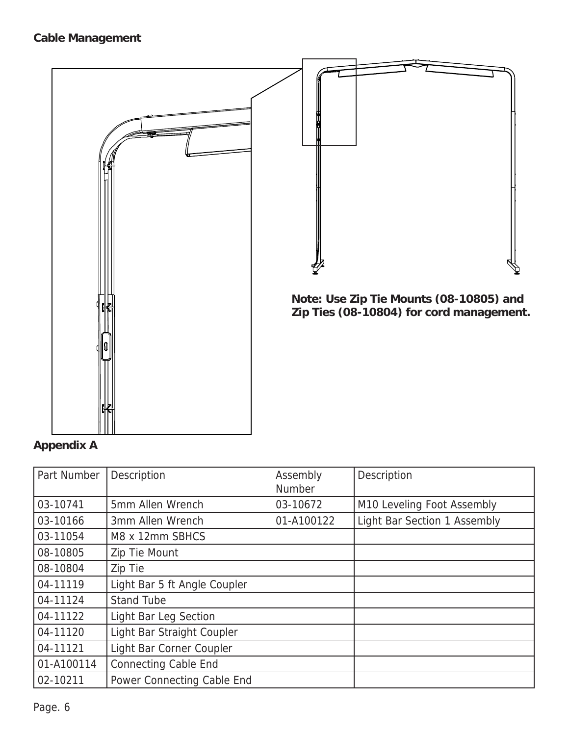**Cable Management**

**Note: Use Zip Tie Mounts (08-10805) and Zip Ties (08-10804) for cord management.**

**Appendix A**

| Part Number | Description | Assembly Number | Description |
|---|---|---|---|
| 03-10741 | 5mm Allen Wrench | 03-10672 | M10 Leveling Foot Assembly |
| 03-10166 | 3mm Allen Wrench | 01-A100122 | Light Bar Section 1 Assembly |
| 03-11054 | M8 x 12mm SBHCS | | |
| 08-10805 | Zip Tie Mount | | |
| 08-10804 | Zip Tie | | |
| 04-11119 | Light Bar 5 ft Angle Coupler | | |
| 04-11124 | Stand Tube | | |
| 04-11122 | Light Bar Leg Section | | |
| 04-11120 | Light Bar Straight Coupler | | |
| 04-11121 | Light Bar Corner Coupler | | |
| 01-A100114 | Connecting Cable End | | |
| 02-10211 | Power Connecting Cable End | | |